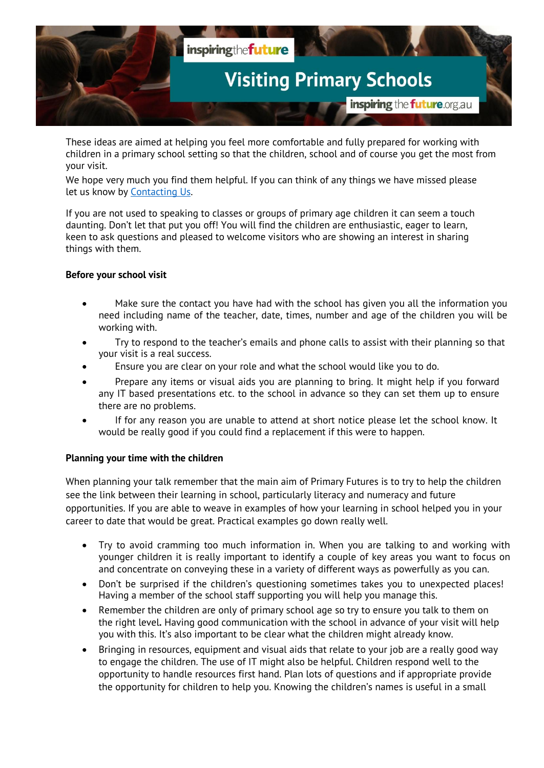# Visiting Primary Schools

These ideas are aimed at helping you feel more comfortable and fully prepared for working with children in a primary school setting so that the children, school and of course you get the most from your visit.

We hope very much you find them helpful. If you can think of any things we have missed please let us know by Contacting Us.

If you are not used to speaking to classes or groups of primary age children it can seem a touch daunting. Don't let that put you off! You will find the children are enthusiastic, eager to learn, keen to ask questions and pleased to welcome visitors who are showing an interest in sharing things with them.

**Before your school visit**

- Make sure the contact you have had with the school has given you all the information you need including name of the teacher, date, times, number and age of the children you will be working with.
- Try to respond to the teacher's emails and phone calls to assist with their planning so that your visit is a real success.
- Ensure you are clear on your role and what the school would like you to do.
- Prepare any items or visual aids you are planning to bring. It might help if you forward any IT based presentations etc. to the school in advance so they can set them up to ensure there are no problems.
- If for any reason you are unable to attend at short notice please let the school know. It would be really good if you could find a replacement if this were to happen.

**Planning your time with the children**

When planning your talk remember that the main aim of Primary Futures is to try to help the children see the link between their learning in school, particularly literacy and numeracy and future opportunities. If you are able to weave in examples of how your learning in school helped you in your career to date that would be great. Practical examples go down really well.

- Try to avoid cramming too much information in. When you are talking to and working with younger children it is really important to identify a couple of key areas you want to focus on and concentrate on conveying these in a variety of different ways as powerfully as you can.
- Don't be surprised if the children's questioning sometimes takes you to unexpected places! Having a member of the school staff supporting you will help you manage this.
- Remember the children are only of primary school age so try to ensure you talk to them on the right level. Having good communication with the school in advance of your visit will help you with this. It's also important to be clear what the children might already know.
- Bringing in resources, equipment and visual aids that relate to your job are a really good way to engage the children. The use of IT might also be helpful. Children respond well to the opportunity to handle resources first hand. Plan lots of questions and if appropriate provide the opportunity for children to help you. Knowing the children's names is useful in a small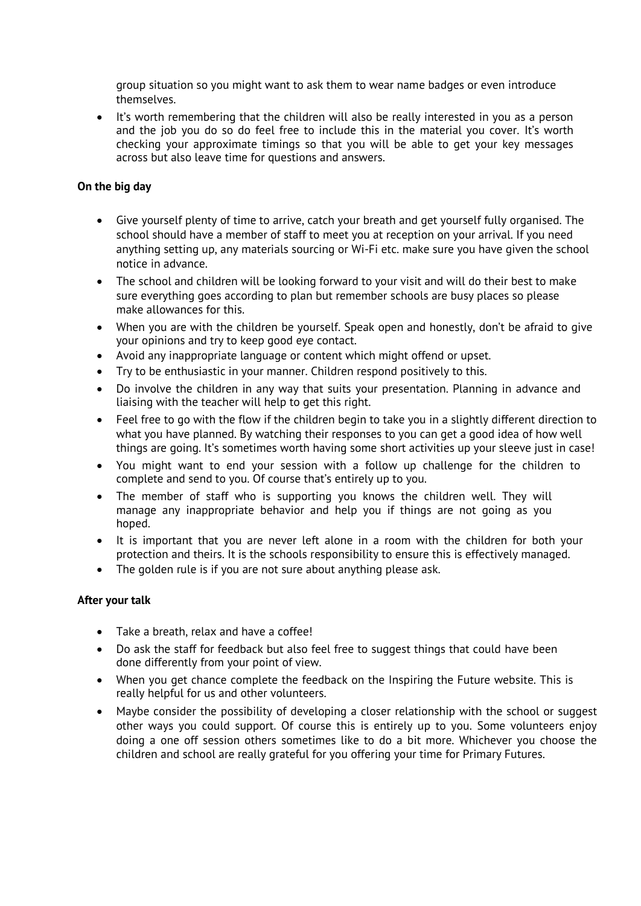group situation so you might want to ask them to wear name badges or even introduce themselves.

- It's worth remembering that the children will also be really interested in you as a person and the job you do so do feel free to include this in the material you cover. It's worth checking your approximate timings so that you will be able to get your key messages across but also leave time for questions and answers.

**On the big day**

- Give yourself plenty of time to arrive, catch your breath and get yourself fully organised. The school should have a member of staff to meet you at reception on your arrival. If you need anything setting up, any materials sourcing or Wi-Fi etc. make sure you have given the school notice in advance.
- The school and children will be looking forward to your visit and will do their best to make sure everything goes according to plan but remember schools are busy places so please make allowances for this.
- When you are with the children be yourself. Speak open and honestly, don't be afraid to give your opinions and try to keep good eye contact.
- Avoid any inappropriate language or content which might offend or upset.
- Try to be enthusiastic in your manner. Children respond positively to this.
- Do involve the children in any way that suits your presentation. Planning in advance and liaising with the teacher will help to get this right.
- Feel free to go with the flow if the children begin to take you in a slightly different direction to what you have planned. By watching their responses to you can get a good idea of how well things are going. It's sometimes worth having some short activities up your sleeve just in case!
- You might want to end your session with a follow up challenge for the children to complete and send to you. Of course that's entirely up to you.
- The member of staff who is supporting you knows the children well. They will manage any inappropriate behavior and help you if things are not going as you hoped.
- It is important that you are never left alone in a room with the children for both your protection and theirs. It is the schools responsibility to ensure this is effectively managed.
- The golden rule is if you are not sure about anything please ask.

**After your talk**

- Take a breath, relax and have a coffee!
- Do ask the staff for feedback but also feel free to suggest things that could have been done differently from your point of view.
- When you get chance complete the feedback on the Inspiring the Future website. This is really helpful for us and other volunteers.
- Maybe consider the possibility of developing a closer relationship with the school or suggest other ways you could support. Of course this is entirely up to you. Some volunteers enjoy doing a one off session others sometimes like to do a bit more. Whichever you choose the children and school are really grateful for you offering your time for Primary Futures.